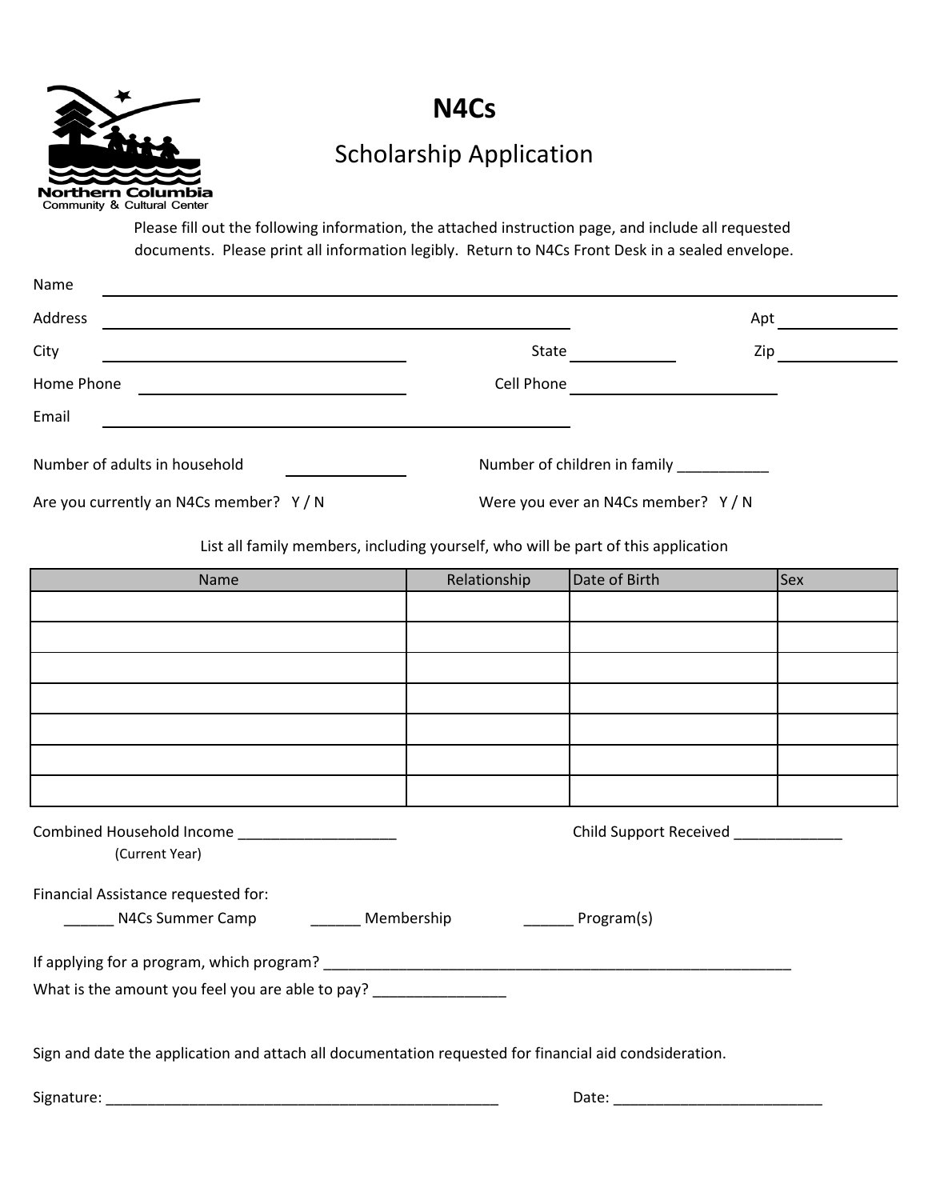Northern Columbia
Community & Cultural Center

# N4Cs

## Scholarship Application

Please fill out the following information, the attached instruction page, and include all requested documents. Please print all information legibly. Return to N4Cs Front Desk in a sealed envelope.

Name ____________________________________________

Address ______________________________ Apt __________

City ____________________ State __________ Zip __________

Home Phone ____________________ Cell Phone ____________________

Email ______________________________

Number of adults in household __________ Number of children in family ___________

Are you currently an N4Cs member? Y / N Were you ever an N4Cs member? Y / N

List all family members, including yourself, who will be part of this application

| Name | Relationship | Date of Birth | Sex |
|---|---|---|---|
| | | | |
| | | | |
| | | | |
| | | | |
| | | | |
| | | | |
| | | | |

Combined Household Income ___________________ Child Support Received _____________
(Current Year)

Financial Assistance requested for:

______ N4Cs Summer Camp ______ Membership ______ Program(s)

If applying for a program, which program? ___________________________________________________________

What is the amount you feel you are able to pay? ________________

Sign and date the application and attach all documentation requested for financial aid condsideration.

Signature: _________________________________________________ Date: _________________________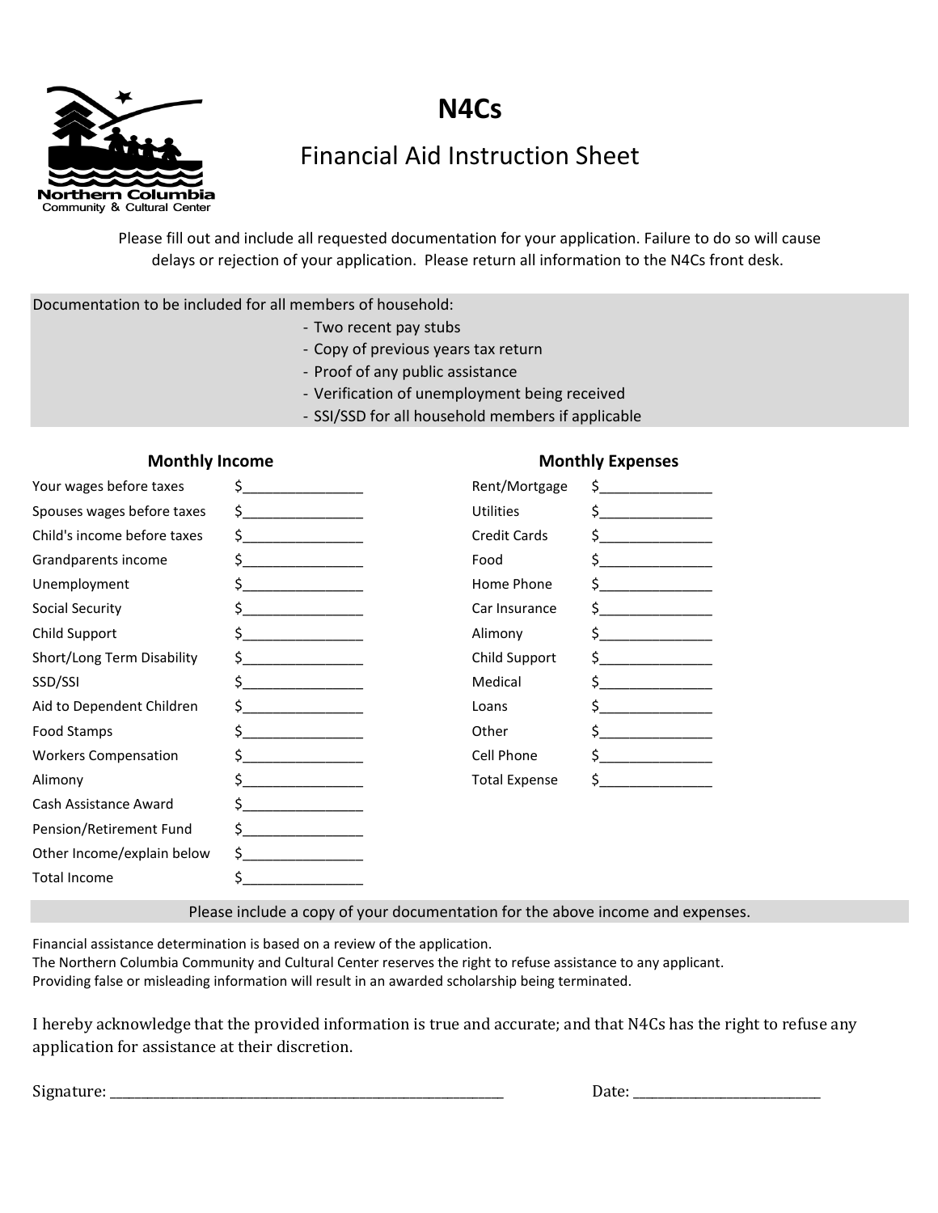Northern Columbia
Community & Cultural Center

# N4Cs

## Financial Aid Instruction Sheet

Please fill out and include all requested documentation for your application. Failure to do so will cause delays or rejection of your application. Please return all information to the N4Cs front desk.

Documentation to be included for all members of household:

- Two recent pay stubs
- Copy of previous years tax return
- Proof of any public assistance
- Verification of unemployment being received
- SSI/SSD for all household members if applicable

| Monthly Income | | Monthly Expenses | |
|---|---|---|---|
| Your wages before taxes | $_______________ | Rent/Mortgage | $______________ |
| Spouses wages before taxes | $_______________ | Utilities | $______________ |
| Child's income before taxes | $_______________ | Credit Cards | $______________ |
| Grandparents income | $_______________ | Food | $______________ |
| Unemployment | $_______________ | Home Phone | $______________ |
| Social Security | $_______________ | Car Insurance | $______________ |
| Child Support | $_______________ | Alimony | $______________ |
| Short/Long Term Disability | $_______________ | Child Support | $______________ |
| SSD/SSI | $_______________ | Medical | $______________ |
| Aid to Dependent Children | $_______________ | Loans | $______________ |
| Food Stamps | $_______________ | Other | $______________ |
| Workers Compensation | $_______________ | Cell Phone | $______________ |
| Alimony | $_______________ | Total Expense | $______________ |
| Cash Assistance Award | $_______________ | | |
| Pension/Retirement Fund | $_______________ | | |
| Other Income/explain below | $_______________ | | |
| Total Income | $_______________ | | |

Please include a copy of your documentation for the above income and expenses.

Financial assistance determination is based on a review of the application.
The Northern Columbia Community and Cultural Center reserves the right to refuse assistance to any applicant.
Providing false or misleading information will result in an awarded scholarship being terminated.

I hereby acknowledge that the provided information is true and accurate; and that N4Cs has the right to refuse any application for assistance at their discretion.

Signature: ______________________________________________ Date: ______________________